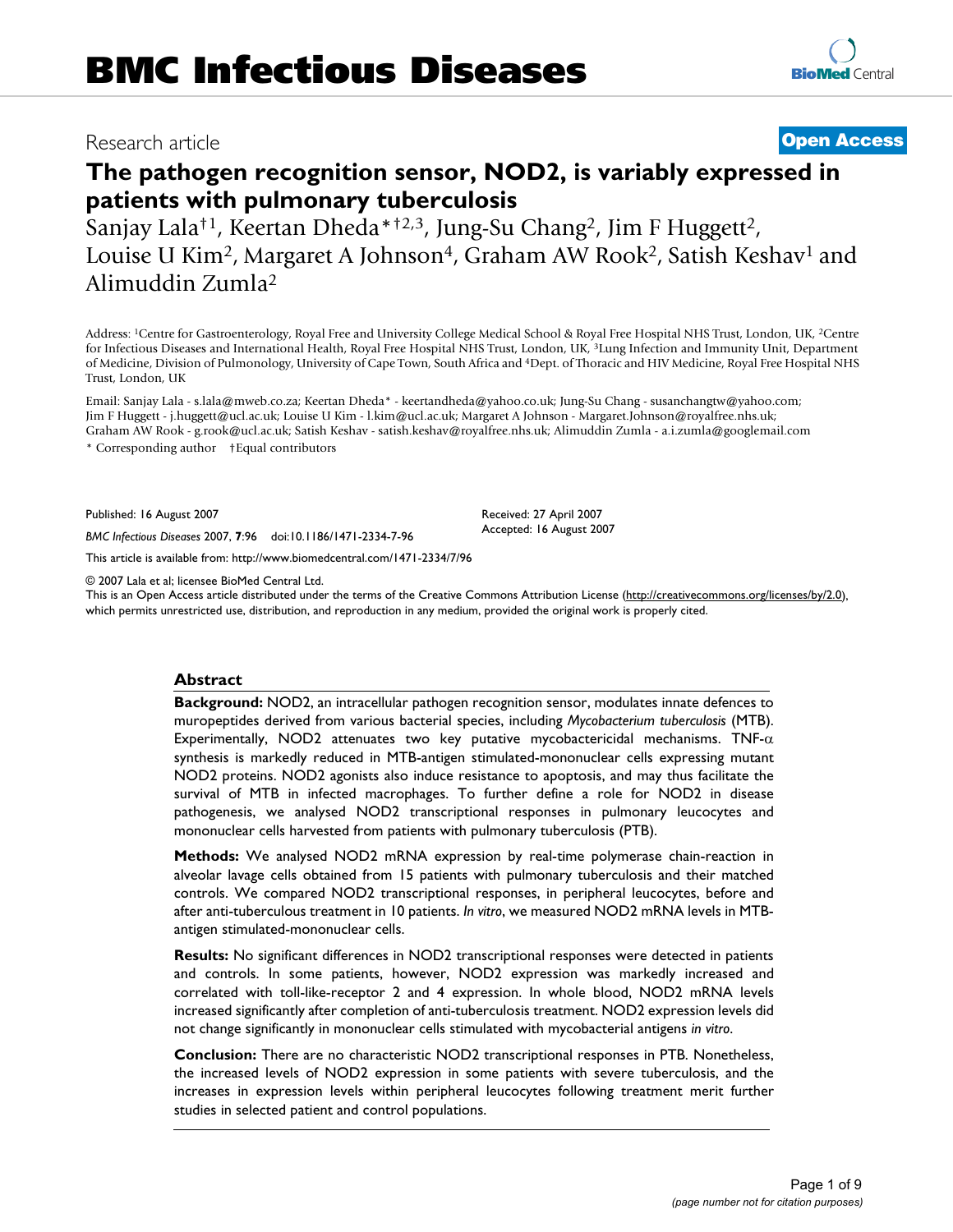# BMC Infectious Diseases

Research article

**Open Access**

# The pathogen recognition sensor, NOD2, is variably expressed in patients with pulmonary tuberculosis

Sanjay Lala[†1], Keertan Dheda*[†2,3], Jung-Su Chang[2], Jim F Huggett[2], Louise U Kim[2], Margaret A Johnson[4], Graham AW Rook[2], Satish Keshav[1] and Alimuddin Zumla[2]

Address: [1]Centre for Gastroenterology, Royal Free and University College Medical School & Royal Free Hospital NHS Trust, London, UK, [2]Centre for Infectious Diseases and International Health, Royal Free Hospital NHS Trust, London, UK, [3]Lung Infection and Immunity Unit, Department of Medicine, Division of Pulmonology, University of Cape Town, South Africa and [4]Dept. of Thoracic and HIV Medicine, Royal Free Hospital NHS Trust, London, UK

Email: Sanjay Lala - s.lala@mweb.co.za; Keertan Dheda* - keertandheda@yahoo.co.uk; Jung-Su Chang - susanchangtw@yahoo.com; Jim F Huggett - j.huggett@ucl.ac.uk; Louise U Kim - l.kim@ucl.ac.uk; Margaret A Johnson - Margaret.Johnson@royalfree.nhs.uk; Graham AW Rook - g.rook@ucl.ac.uk; Satish Keshav - satish.keshav@royalfree.nhs.uk; Alimuddin Zumla - a.i.zumla@googlemail.com

\* Corresponding author †Equal contributors

Published: 16 August 2007

*BMC Infectious Diseases* 2007, **7**:96 doi:10.1186/1471-2334-7-96

Received: 27 April 2007
Accepted: 16 August 2007

This article is available from: http://www.biomedcentral.com/1471-2334/7/96

© 2007 Lala et al; licensee BioMed Central Ltd.
This is an Open Access article distributed under the terms of the Creative Commons Attribution License (http://creativecommons.org/licenses/by/2.0), which permits unrestricted use, distribution, and reproduction in any medium, provided the original work is properly cited.

## Abstract

**Background:** NOD2, an intracellular pathogen recognition sensor, modulates innate defences to muropeptides derived from various bacterial species, including *Mycobacterium tuberculosis* (MTB). Experimentally, NOD2 attenuates two key putative mycobactericidal mechanisms. TNF-$\alpha$ synthesis is markedly reduced in MTB-antigen stimulated-mononuclear cells expressing mutant NOD2 proteins. NOD2 agonists also induce resistance to apoptosis, and may thus facilitate the survival of MTB in infected macrophages. To further define a role for NOD2 in disease pathogenesis, we analysed NOD2 transcriptional responses in pulmonary leucocytes and mononuclear cells harvested from patients with pulmonary tuberculosis (PTB).

**Methods:** We analysed NOD2 mRNA expression by real-time polymerase chain-reaction in alveolar lavage cells obtained from 15 patients with pulmonary tuberculosis and their matched controls. We compared NOD2 transcriptional responses, in peripheral leucocytes, before and after anti-tuberculous treatment in 10 patients. *In vitro*, we measured NOD2 mRNA levels in MTB-antigen stimulated-mononuclear cells.

**Results:** No significant differences in NOD2 transcriptional responses were detected in patients and controls. In some patients, however, NOD2 expression was markedly increased and correlated with toll-like-receptor 2 and 4 expression. In whole blood, NOD2 mRNA levels increased significantly after completion of anti-tuberculosis treatment. NOD2 expression levels did not change significantly in mononuclear cells stimulated with mycobacterial antigens *in vitro*.

**Conclusion:** There are no characteristic NOD2 transcriptional responses in PTB. Nonetheless, the increased levels of NOD2 expression in some patients with severe tuberculosis, and the increases in expression levels within peripheral leucocytes following treatment merit further studies in selected patient and control populations.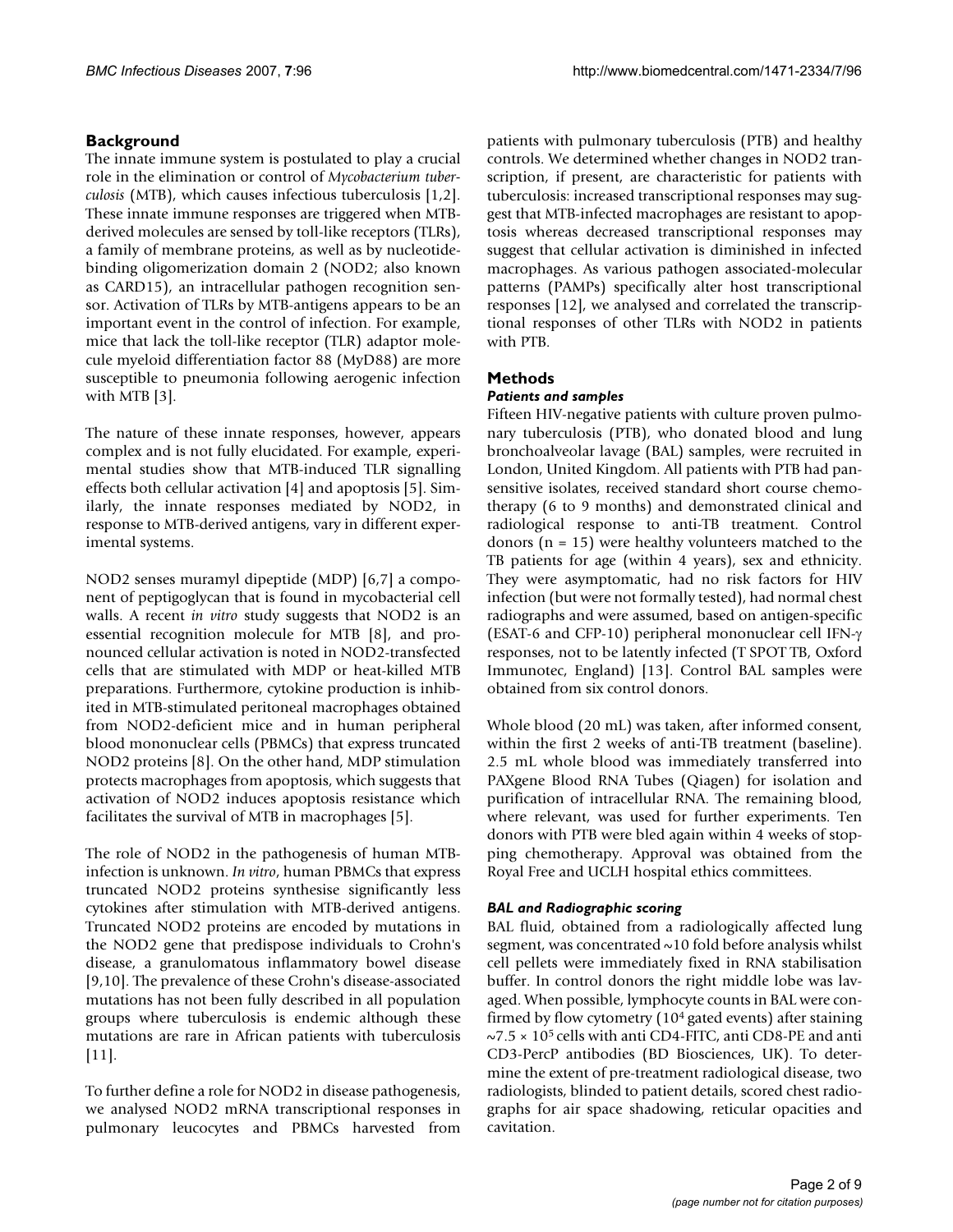## Background

The innate immune system is postulated to play a crucial role in the elimination or control of *Mycobacterium tuberculosis* (MTB), which causes infectious tuberculosis [1,2]. These innate immune responses are triggered when MTB-derived molecules are sensed by toll-like receptors (TLRs), a family of membrane proteins, as well as by nucleotide-binding oligomerization domain 2 (NOD2; also known as CARD15), an intracellular pathogen recognition sensor. Activation of TLRs by MTB-antigens appears to be an important event in the control of infection. For example, mice that lack the toll-like receptor (TLR) adaptor molecule myeloid differentiation factor 88 (MyD88) are more susceptible to pneumonia following aerogenic infection with MTB [3].

The nature of these innate responses, however, appears complex and is not fully elucidated. For example, experimental studies show that MTB-induced TLR signalling effects both cellular activation [4] and apoptosis [5]. Similarly, the innate responses mediated by NOD2, in response to MTB-derived antigens, vary in different experimental systems.

NOD2 senses muramyl dipeptide (MDP) [6,7] a component of peptigoglycan that is found in mycobacterial cell walls. A recent *in vitro* study suggests that NOD2 is an essential recognition molecule for MTB [8], and pronounced cellular activation is noted in NOD2-transfected cells that are stimulated with MDP or heat-killed MTB preparations. Furthermore, cytokine production is inhibited in MTB-stimulated peritoneal macrophages obtained from NOD2-deficient mice and in human peripheral blood mononuclear cells (PBMCs) that express truncated NOD2 proteins [8]. On the other hand, MDP stimulation protects macrophages from apoptosis, which suggests that activation of NOD2 induces apoptosis resistance which facilitates the survival of MTB in macrophages [5].

The role of NOD2 in the pathogenesis of human MTB-infection is unknown. *In vitro*, human PBMCs that express truncated NOD2 proteins synthesise significantly less cytokines after stimulation with MTB-derived antigens. Truncated NOD2 proteins are encoded by mutations in the NOD2 gene that predispose individuals to Crohn's disease, a granulomatous inflammatory bowel disease [9,10]. The prevalence of these Crohn's disease-associated mutations has not been fully described in all population groups where tuberculosis is endemic although these mutations are rare in African patients with tuberculosis [11].

To further define a role for NOD2 in disease pathogenesis, we analysed NOD2 mRNA transcriptional responses in pulmonary leucocytes and PBMCs harvested from patients with pulmonary tuberculosis (PTB) and healthy controls. We determined whether changes in NOD2 transcription, if present, are characteristic for patients with tuberculosis: increased transcriptional responses may suggest that MTB-infected macrophages are resistant to apoptosis whereas decreased transcriptional responses may suggest that cellular activation is diminished in infected macrophages. As various pathogen associated-molecular patterns (PAMPs) specifically alter host transcriptional responses [12], we analysed and correlated the transcriptional responses of other TLRs with NOD2 in patients with PTB.

## Methods

### *Patients and samples*

Fifteen HIV-negative patients with culture proven pulmonary tuberculosis (PTB), who donated blood and lung bronchoalveolar lavage (BAL) samples, were recruited in London, United Kingdom. All patients with PTB had pan-sensitive isolates, received standard short course chemotherapy (6 to 9 months) and demonstrated clinical and radiological response to anti-TB treatment. Control donors (n = 15) were healthy volunteers matched to the TB patients for age (within 4 years), sex and ethnicity. They were asymptomatic, had no risk factors for HIV infection (but were not formally tested), had normal chest radiographs and were assumed, based on antigen-specific (ESAT-6 and CFP-10) peripheral mononuclear cell IFN-$\gamma$ responses, not to be latently infected (T SPOT TB, Oxford Immunotec, England) [13]. Control BAL samples were obtained from six control donors.

Whole blood (20 mL) was taken, after informed consent, within the first 2 weeks of anti-TB treatment (baseline). 2.5 mL whole blood was immediately transferred into PAXgene Blood RNA Tubes (Qiagen) for isolation and purification of intracellular RNA. The remaining blood, where relevant, was used for further experiments. Ten donors with PTB were bled again within 4 weeks of stopping chemotherapy. Approval was obtained from the Royal Free and UCLH hospital ethics committees.

### *BAL and Radiographic scoring*

BAL fluid, obtained from a radiologically affected lung segment, was concentrated ~10 fold before analysis whilst cell pellets were immediately fixed in RNA stabilisation buffer. In control donors the right middle lobe was lavaged. When possible, lymphocyte counts in BAL were confirmed by flow cytometry ($10^4$ gated events) after staining ~$7.5 \times 10^5$ cells with anti CD4-FITC, anti CD8-PE and anti CD3-PercP antibodies (BD Biosciences, UK). To determine the extent of pre-treatment radiological disease, two radiologists, blinded to patient details, scored chest radiographs for air space shadowing, reticular opacities and cavitation.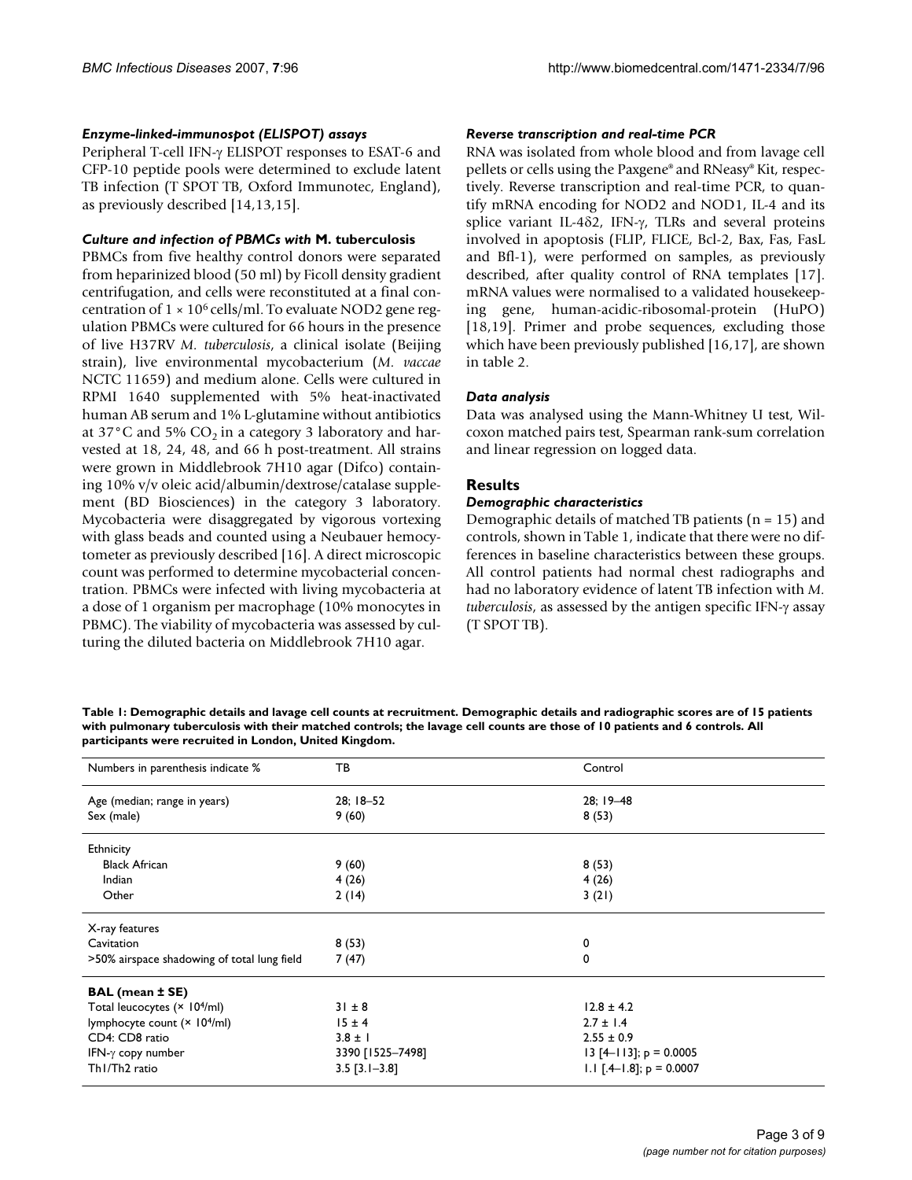### *Enzyme-linked-immunospot (ELISPOT) assays*

Peripheral T-cell IFN-γ ELISPOT responses to ESAT-6 and CFP-10 peptide pools were determined to exclude latent TB infection (T SPOT TB, Oxford Immunotec, England), as previously described [14,13,15].

### *Culture and infection of PBMCs with* **M. tuberculosis**

PBMCs from five healthy control donors were separated from heparinized blood (50 ml) by Ficoll density gradient centrifugation, and cells were reconstituted at a final concentration of $1 \times 10^6$ cells/ml. To evaluate NOD2 gene regulation PBMCs were cultured for 66 hours in the presence of live H37RV *M. tuberculosis*, a clinical isolate (Beijing strain), live environmental mycobacterium (*M. vaccae* NCTC 11659) and medium alone. Cells were cultured in RPMI 1640 supplemented with 5% heat-inactivated human AB serum and 1% L-glutamine without antibiotics at 37°C and 5% $CO_2$ in a category 3 laboratory and harvested at 18, 24, 48, and 66 h post-treatment. All strains were grown in Middlebrook 7H10 agar (Difco) containing 10% v/v oleic acid/albumin/dextrose/catalase supplement (BD Biosciences) in the category 3 laboratory. Mycobacteria were disaggregated by vigorous vortexing with glass beads and counted using a Neubauer hemocytometer as previously described [16]. A direct microscopic count was performed to determine mycobacterial concentration. PBMCs were infected with living mycobacteria at a dose of 1 organism per macrophage (10% monocytes in PBMC). The viability of mycobacteria was assessed by culturing the diluted bacteria on Middlebrook 7H10 agar.

### *Reverse transcription and real-time PCR*

RNA was isolated from whole blood and from lavage cell pellets or cells using the Paxgene® and RNeasy® Kit, respectively. Reverse transcription and real-time PCR, to quantify mRNA encoding for NOD2 and NOD1, IL-4 and its splice variant IL-4δ2, IFN-γ, TLRs and several proteins involved in apoptosis (FLIP, FLICE, Bcl-2, Bax, Fas, FasL and Bfl-1), were performed on samples, as previously described, after quality control of RNA templates [17]. mRNA values were normalised to a validated housekeeping gene, human-acidic-ribosomal-protein (HuPO) [18,19]. Primer and probe sequences, excluding those which have been previously published [16,17], are shown in table 2.

### *Data analysis*

Data was analysed using the Mann-Whitney U test, Wilcoxon matched pairs test, Spearman rank-sum correlation and linear regression on logged data.

## Results

### *Demographic characteristics*

Demographic details of matched TB patients (n = 15) and controls, shown in Table 1, indicate that there were no differences in baseline characteristics between these groups. All control patients had normal chest radiographs and had no laboratory evidence of latent TB infection with *M. tuberculosis*, as assessed by the antigen specific IFN-γ assay (T SPOT TB).

**Table 1: Demographic details and lavage cell counts at recruitment. Demographic details and radiographic scores are of 15 patients with pulmonary tuberculosis with their matched controls; the lavage cell counts are those of 10 patients and 6 controls. All participants were recruited in London, United Kingdom.**

| Numbers in parenthesis indicate % | TB | Control |
|---|---|---|
| Age (median; range in years) | 28; 18–52 | 28; 19–48 |
| Sex (male) | 9 (60) | 8 (53) |
| Ethnicity | | |
| Black African | 9 (60) | 8 (53) |
| Indian | 4 (26) | 4 (26) |
| Other | 2 (14) | 3 (21) |
| X-ray features | | |
| Cavitation | 8 (53) | 0 |
| >50% airspace shadowing of total lung field | 7 (47) | 0 |
| **BAL (mean ± SE)** | | |
| Total leucocytes ($\times 10^4$/ml) | 31 ± 8 | 12.8 ± 4.2 |
| lymphocyte count ($\times 10^4$/ml) | 15 ± 4 | 2.7 ± 1.4 |
| CD4: CD8 ratio | 3.8 ± 1 | 2.55 ± 0.9 |
| IFN-γ copy number | 3390 [1525–7498] | 13 [4–113]; p = 0.0005 |
| Th1/Th2 ratio | 3.5 [3.1–3.8] | 1.1 [.4–1.8]; p = 0.0007 |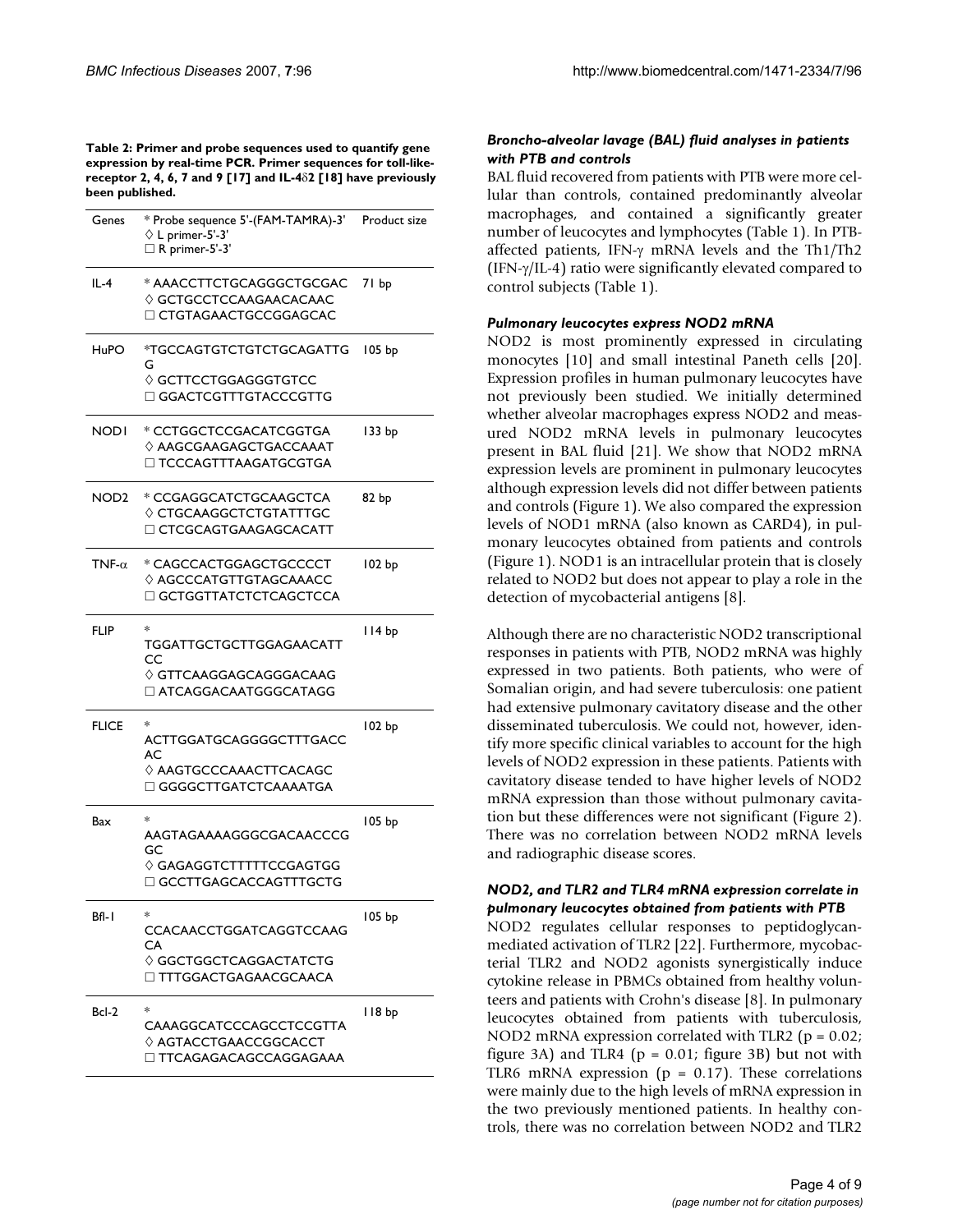**Table 2: Primer and probe sequences used to quantify gene expression by real-time PCR. Primer sequences for toll-like-receptor 2, 4, 6, 7 and 9 [17] and IL-4δ2 [18] have previously been published.**

| Genes | * Probe sequence 5'-(FAM-TAMRA)-3' ◊ L primer-5'-3' □ R primer-5'-3' | Product size |
| --- | --- | --- |
| IL-4 | * AAACCTTCTGCAGGGCTGCGAC ◊ GCTGCCTCCAAGAACACAAC □ CTGTAGAACTGCCGGAGCAC | 71 bp |
| HuPO | *TGCCAGTGTCTGTCTGCAGATTGG ◊ GCTTCCTGGAGGGTGTCC □ GGACTCGTTTGTACCCGTTG | 105 bp |
| NOD1 | * CCTGGCTCCGACATCGGTGA ◊ AAGCGAAGAGCTGACCAAAT □ TCCCAGTTTAAGATGCGTGA | 133 bp |
| NOD2 | * CCGAGGCATCTGCAAGCTCA ◊ CTGCAAGGCTCTGTATTTGC □ CTCGCAGTGAAGAGCACATT | 82 bp |
| TNF-α | * CAGCCACTGGAGCTGCCCCT ◊ AGCCCATGTTGTAGCAAACC □ GCTGGTTATCTCTCAGCTCCA | 102 bp |
| FLIP | * TGGATTGCTGCTTGGAGAACATTCC ◊ GTTCAAGGAGCAGGGACAAG □ ATCAGGACAATGGGCATAGG | 114 bp |
| FLICE | * ACTTGGATGCAGGGGCTTTGACCAC ◊ AAGTGCCCAAACTTCACAGC □ GGGGCTTGATCTCAAAATGA | 102 bp |
| Bax | * AAGTAGAAAAGGGCGACAACCCGGC ◊ GAGAGGTCTTTTTCCGAGTGG □ GCCTTGAGCACCAGTTTGCTG | 105 bp |
| Bfl-1 | * CCACAACCTGGATCAGGTCCAAGCA ◊ GGCTGGCTCAGGACTATCTG □ TTTGGACTGAGAACGCAACA | 105 bp |
| Bcl-2 | * CAAAGGCATCCCAGCCTCCGTTA ◊ AGTACCTGAACCGGCACCT □ TTCAGAGACAGCCAGGAGAAA | 118 bp |

### *Broncho-alveolar lavage (BAL) fluid analyses in patients with PTB and controls*

BAL fluid recovered from patients with PTB were more cellular than controls, contained predominantly alveolar macrophages, and contained a significantly greater number of leucocytes and lymphocytes (Table 1). In PTB-affected patients, IFN-γ mRNA levels and the Th1/Th2 (IFN-γ/IL-4) ratio were significantly elevated compared to control subjects (Table 1).

### *Pulmonary leucocytes express NOD2 mRNA*

NOD2 is most prominently expressed in circulating monocytes [10] and small intestinal Paneth cells [20]. Expression profiles in human pulmonary leucocytes have not previously been studied. We initially determined whether alveolar macrophages express NOD2 and measured NOD2 mRNA levels in pulmonary leucocytes present in BAL fluid [21]. We show that NOD2 mRNA expression levels are prominent in pulmonary leucocytes although expression levels did not differ between patients and controls (Figure 1). We also compared the expression levels of NOD1 mRNA (also known as CARD4), in pulmonary leucocytes obtained from patients and controls (Figure 1). NOD1 is an intracellular protein that is closely related to NOD2 but does not appear to play a role in the detection of mycobacterial antigens [8].

Although there are no characteristic NOD2 transcriptional responses in patients with PTB, NOD2 mRNA was highly expressed in two patients. Both patients, who were of Somalian origin, and had severe tuberculosis: one patient had extensive pulmonary cavitatory disease and the other disseminated tuberculosis. We could not, however, identify more specific clinical variables to account for the high levels of NOD2 expression in these patients. Patients with cavitatory disease tended to have higher levels of NOD2 mRNA expression than those without pulmonary cavitation but these differences were not significant (Figure 2). There was no correlation between NOD2 mRNA levels and radiographic disease scores.

### *NOD2, and TLR2 and TLR4 mRNA expression correlate in pulmonary leucocytes obtained from patients with PTB*

NOD2 regulates cellular responses to peptidoglycan-mediated activation of TLR2 [22]. Furthermore, mycobacterial TLR2 and NOD2 agonists synergistically induce cytokine release in PBMCs obtained from healthy volunteers and patients with Crohn's disease [8]. In pulmonary leucocytes obtained from patients with tuberculosis, NOD2 mRNA expression correlated with TLR2 ($p = 0.02$; figure 3A) and TLR4 ($p = 0.01$; figure 3B) but not with TLR6 mRNA expression ($p = 0.17$). These correlations were mainly due to the high levels of mRNA expression in the two previously mentioned patients. In healthy controls, there was no correlation between NOD2 and TLR2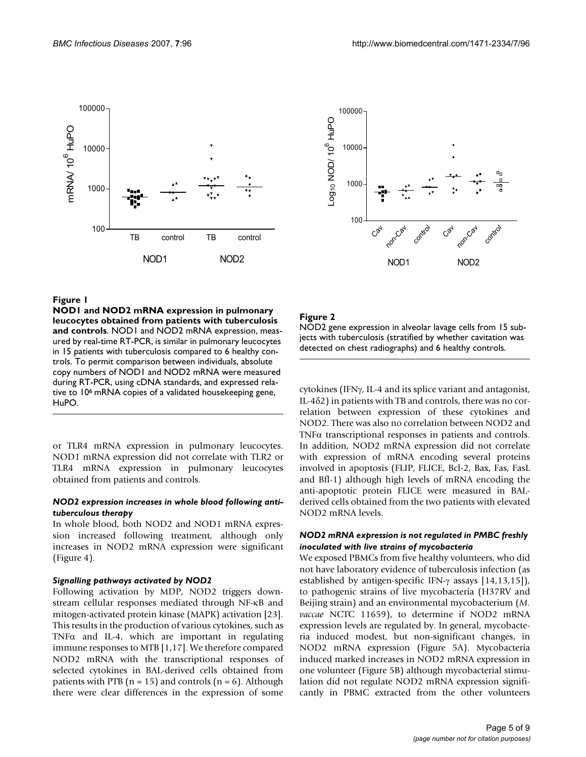**Figure 1**

**NOD1 and NOD2 mRNA expression in pulmonary leucocytes obtained from patients with tuberculosis and controls**. NOD1 and NOD2 mRNA expression, measured by real-time RT-PCR, is similar in pulmonary leucocytes in 15 patients with tuberculosis compared to 6 healthy controls. To permit comparison between individuals, absolute copy numbers of NOD1 and NOD2 mRNA were measured during RT-PCR, using cDNA standards, and expressed relative to $10^6$ mRNA copies of a validated housekeeping gene, HuPO.

**Figure 2**

NOD2 gene expression in alveolar lavage cells from 15 subjects with tuberculosis (stratified by whether cavitation was detected on chest radiographs) and 6 healthy controls.

or TLR4 mRNA expression in pulmonary leucocytes. NOD1 mRNA expression did not correlate with TLR2 or TLR4 mRNA expression in pulmonary leucocytes obtained from patients and controls.

### *NOD2 expression increases in whole blood following anti-tuberculous therapy*

In whole blood, both NOD2 and NOD1 mRNA expression increased following treatment, although only increases in NOD2 mRNA expression were significant (Figure 4).

### *Signalling pathways activated by NOD2*

Following activation by MDP, NOD2 triggers downstream cellular responses mediated through NF-κB and mitogen-activated protein kinase (MAPK) activation [23]. This results in the production of various cytokines, such as TNFα and IL-4, which are important in regulating immune responses to MTB [1,17]. We therefore compared NOD2 mRNA with the transcriptional responses of selected cytokines in BAL-derived cells obtained from patients with PTB (n = 15) and controls (n = 6). Although there were clear differences in the expression of some cytokines (IFNγ, IL-4 and its splice variant and antagonist, IL-4δ2) in patients with TB and controls, there was no correlation between expression of these cytokines and NOD2. There was also no correlation between NOD2 and TNFα transcriptional responses in patients and controls. In addition, NOD2 mRNA expression did not correlate with expression of mRNA encoding several proteins involved in apoptosis (FLIP, FLICE, Bcl-2, Bax, Fas, FasL and Bfl-1) although high levels of mRNA encoding the anti-apoptotic protein FLICE were measured in BAL-derived cells obtained from the two patients with elevated NOD2 mRNA levels.

### *NOD2 mRNA expression is not regulated in PMBC freshly inoculated with live strains of mycobacteria*

We exposed PBMCs from five healthy volunteers, who did not have laboratory evidence of tuberculosis infection (as established by antigen-specific IFN-γ assays [14,13,15]), to pathogenic strains of live mycobacteria (H37RV and Beijing strain) and an environmental mycobacterium (*M. vaccae* NCTC 11659), to determine if NOD2 mRNA expression levels are regulated by. In general, mycobacteria induced modest, but non-significant changes, in NOD2 mRNA expression (Figure 5A). Mycobacteria induced marked increases in NOD2 mRNA expression in one volunteer (Figure 5B) although mycobacterial stimulation did not regulate NOD2 mRNA expression significantly in PBMC extracted from the other volunteers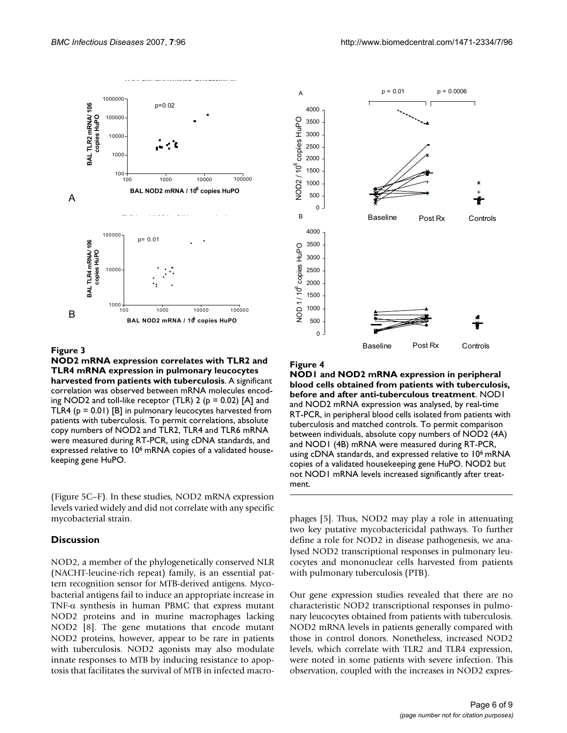**Figure 3**

**NOD2 mRNA expression correlates with TLR2 and TLR4 mRNA expression in pulmonary leucocytes harvested from patients with tuberculosis**. A significant correlation was observed between mRNA molecules encoding NOD2 and toll-like receptor (TLR) 2 ($p = 0.02$) [A] and TLR4 ($p = 0.01$) [B] in pulmonary leucocytes harvested from patients with tuberculosis. To permit correlations, absolute copy numbers of NOD2 and TLR2, TLR4 and TLR6 mRNA were measured during RT-PCR, using cDNA standards, and expressed relative to $10^6$ mRNA copies of a validated housekeeping gene HuPO.

**Figure 4**

**NOD1 and NOD2 mRNA expression in peripheral blood cells obtained from patients with tuberculosis, before and after anti-tuberculous treatment**. NOD1 and NOD2 mRNA expression was analysed, by real-time RT-PCR, in peripheral blood cells isolated from patients with tuberculosis and matched controls. To permit comparison between individuals, absolute copy numbers of NOD2 (4A) and NOD1 (4B) mRNA were measured during RT-PCR, using cDNA standards, and expressed relative to $10^6$ mRNA copies of a validated housekeeping gene HuPO. NOD2 but not NOD1 mRNA levels increased significantly after treatment.

(Figure 5C–F). In these studies, NOD2 mRNA expression levels varied widely and did not correlate with any specific mycobacterial strain.

## Discussion

NOD2, a member of the phylogenetically conserved NLR (NACHT-leucine-rich repeat) family, is an essential pattern recognition sensor for MTB-derived antigens. Mycobacterial antigens fail to induce an appropriate increase in TNF-$\alpha$ synthesis in human PBMC that express mutant NOD2 proteins and in murine macrophages lacking NOD2 [8]. The gene mutations that encode mutant NOD2 proteins, however, appear to be rare in patients with tuberculosis. NOD2 agonists may also modulate innate responses to MTB by inducing resistance to apoptosis that facilitates the survival of MTB in infected macrophages [5]. Thus, NOD2 may play a role in attenuating two key putative mycobactericidal pathways. To further define a role for NOD2 in disease pathogenesis, we analysed NOD2 transcriptional responses in pulmonary leucocytes and mononuclear cells harvested from patients with pulmonary tuberculosis (PTB).

Our gene expression studies revealed that there are no characteristic NOD2 transcriptional responses in pulmonary leucocytes obtained from patients with tuberculosis. NOD2 mRNA levels in patients generally compared with those in control donors. Nonetheless, increased NOD2 levels, which correlate with TLR2 and TLR4 expression, were noted in some patients with severe infection. This observation, coupled with the increases in NOD2 expres-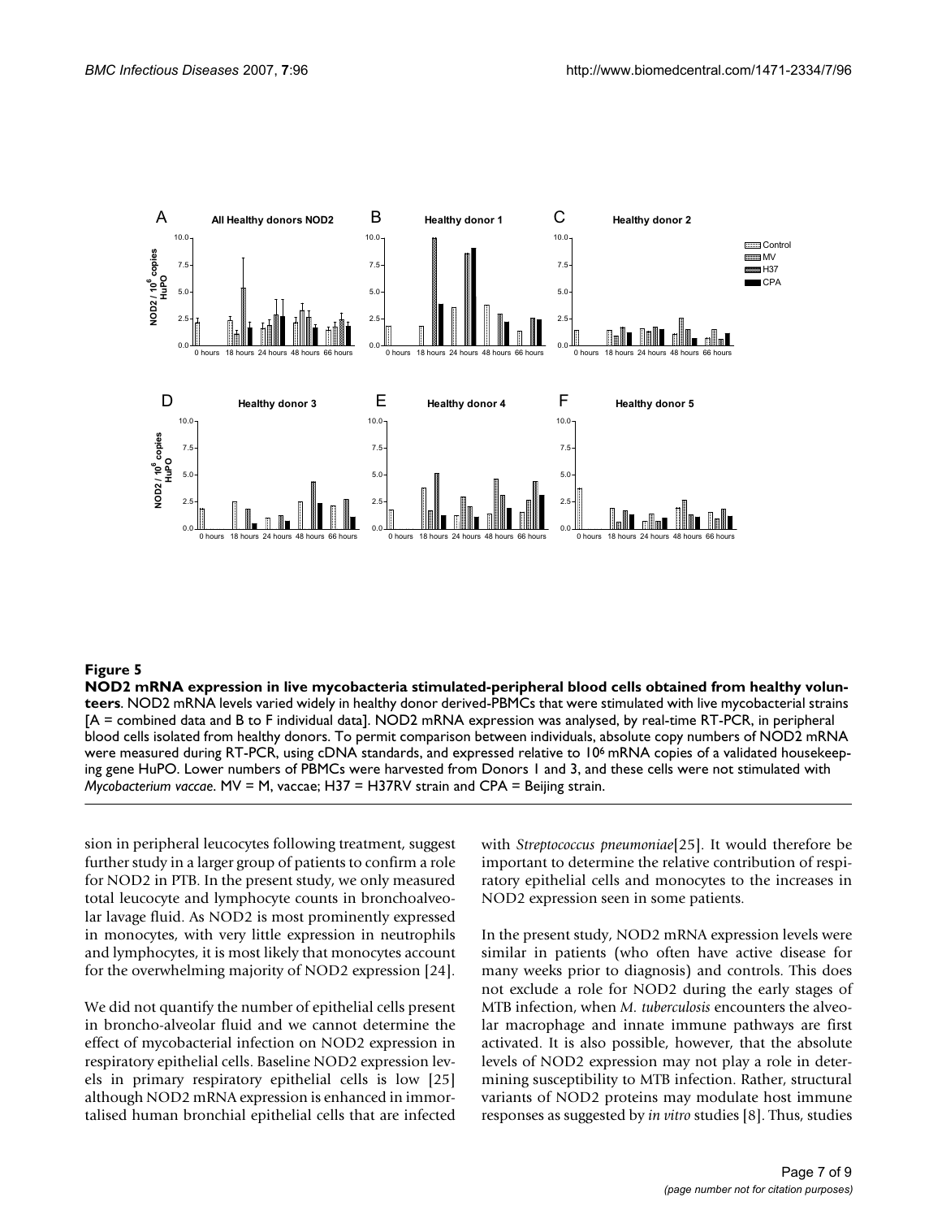**Figure 5**

**NOD2 mRNA expression in live mycobacteria stimulated-peripheral blood cells obtained from healthy volunteers**. NOD2 mRNA levels varied widely in healthy donor derived-PBMCs that were stimulated with live mycobacterial strains [A = combined data and B to F individual data]. NOD2 mRNA expression was analysed, by real-time RT-PCR, in peripheral blood cells isolated from healthy donors. To permit comparison between individuals, absolute copy numbers of NOD2 mRNA were measured during RT-PCR, using cDNA standards, and expressed relative to $10^6$ mRNA copies of a validated housekeeping gene HuPO. Lower numbers of PBMCs were harvested from Donors 1 and 3, and these cells were not stimulated with *Mycobacterium vaccae*. MV = M, vaccae; H37 = H37RV strain and CPA = Beijing strain.

sion in peripheral leucocytes following treatment, suggest further study in a larger group of patients to confirm a role for NOD2 in PTB. In the present study, we only measured total leucocyte and lymphocyte counts in bronchoalveolar lavage fluid. As NOD2 is most prominently expressed in monocytes, with very little expression in neutrophils and lymphocytes, it is most likely that monocytes account for the overwhelming majority of NOD2 expression [24].

We did not quantify the number of epithelial cells present in broncho-alveolar fluid and we cannot determine the effect of mycobacterial infection on NOD2 expression in respiratory epithelial cells. Baseline NOD2 expression levels in primary respiratory epithelial cells is low [25] although NOD2 mRNA expression is enhanced in immortalised human bronchial epithelial cells that are infected with *Streptococcus pneumoniae*[25]. It would therefore be important to determine the relative contribution of respiratory epithelial cells and monocytes to the increases in NOD2 expression seen in some patients.

In the present study, NOD2 mRNA expression levels were similar in patients (who often have active disease for many weeks prior to diagnosis) and controls. This does not exclude a role for NOD2 during the early stages of MTB infection, when *M. tuberculosis* encounters the alveolar macrophage and innate immune pathways are first activated. It is also possible, however, that the absolute levels of NOD2 expression may not play a role in determining susceptibility to MTB infection. Rather, structural variants of NOD2 proteins may modulate host immune responses as suggested by *in vitro* studies [8]. Thus, studies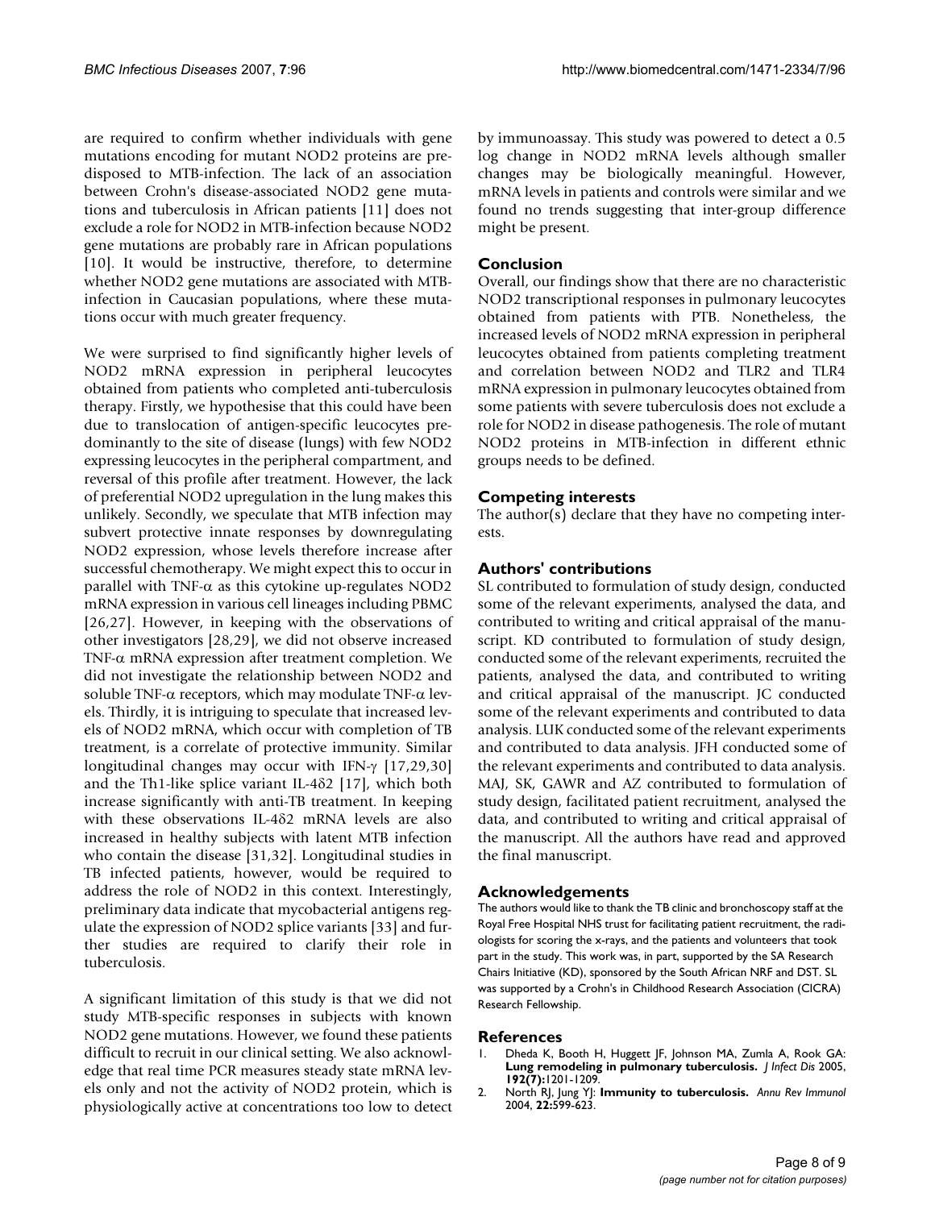are required to confirm whether individuals with gene mutations encoding for mutant NOD2 proteins are predisposed to MTB-infection. The lack of an association between Crohn's disease-associated NOD2 gene mutations and tuberculosis in African patients [11] does not exclude a role for NOD2 in MTB-infection because NOD2 gene mutations are probably rare in African populations [10]. It would be instructive, therefore, to determine whether NOD2 gene mutations are associated with MTB-infection in Caucasian populations, where these mutations occur with much greater frequency.

We were surprised to find significantly higher levels of NOD2 mRNA expression in peripheral leucocytes obtained from patients who completed anti-tuberculosis therapy. Firstly, we hypothesise that this could have been due to translocation of antigen-specific leucocytes predominantly to the site of disease (lungs) with few NOD2 expressing leucocytes in the peripheral compartment, and reversal of this profile after treatment. However, the lack of preferential NOD2 upregulation in the lung makes this unlikely. Secondly, we speculate that MTB infection may subvert protective innate responses by downregulating NOD2 expression, whose levels therefore increase after successful chemotherapy. We might expect this to occur in parallel with TNF-$\alpha$ as this cytokine up-regulates NOD2 mRNA expression in various cell lineages including PBMC [26,27]. However, in keeping with the observations of other investigators [28,29], we did not observe increased TNF-$\alpha$ mRNA expression after treatment completion. We did not investigate the relationship between NOD2 and soluble TNF-$\alpha$ receptors, which may modulate TNF-$\alpha$ levels. Thirdly, it is intriguing to speculate that increased levels of NOD2 mRNA, which occur with completion of TB treatment, is a correlate of protective immunity. Similar longitudinal changes may occur with IFN-$\gamma$ [17,29,30] and the Th1-like splice variant IL-4$\delta$2 [17], which both increase significantly with anti-TB treatment. In keeping with these observations IL-4$\delta$2 mRNA levels are also increased in healthy subjects with latent MTB infection who contain the disease [31,32]. Longitudinal studies in TB infected patients, however, would be required to address the role of NOD2 in this context. Interestingly, preliminary data indicate that mycobacterial antigens regulate the expression of NOD2 splice variants [33] and further studies are required to clarify their role in tuberculosis.

A significant limitation of this study is that we did not study MTB-specific responses in subjects with known NOD2 gene mutations. However, we found these patients difficult to recruit in our clinical setting. We also acknowledge that real time PCR measures steady state mRNA levels only and not the activity of NOD2 protein, which is physiologically active at concentrations too low to detect by immunoassay. This study was powered to detect a 0.5 log change in NOD2 mRNA levels although smaller changes may be biologically meaningful. However, mRNA levels in patients and controls were similar and we found no trends suggesting that inter-group difference might be present.

## Conclusion

Overall, our findings show that there are no characteristic NOD2 transcriptional responses in pulmonary leucocytes obtained from patients with PTB. Nonetheless, the increased levels of NOD2 mRNA expression in peripheral leucocytes obtained from patients completing treatment and correlation between NOD2 and TLR2 and TLR4 mRNA expression in pulmonary leucocytes obtained from some patients with severe tuberculosis does not exclude a role for NOD2 in disease pathogenesis. The role of mutant NOD2 proteins in MTB-infection in different ethnic groups needs to be defined.

## Competing interests

The author(s) declare that they have no competing interests.

## Authors' contributions

SL contributed to formulation of study design, conducted some of the relevant experiments, analysed the data, and contributed to writing and critical appraisal of the manuscript. KD contributed to formulation of study design, conducted some of the relevant experiments, recruited the patients, analysed the data, and contributed to writing and critical appraisal of the manuscript. JC conducted some of the relevant experiments and contributed to data analysis. LUK conducted some of the relevant experiments and contributed to data analysis. JFH conducted some of the relevant experiments and contributed to data analysis. MAJ, SK, GAWR and AZ contributed to formulation of study design, facilitated patient recruitment, analysed the data, and contributed to writing and critical appraisal of the manuscript. All the authors have read and approved the final manuscript.

## Acknowledgements

The authors would like to thank the TB clinic and bronchoscopy staff at the Royal Free Hospital NHS trust for facilitating patient recruitment, the radiologists for scoring the x-rays, and the patients and volunteers that took part in the study. This work was, in part, supported by the SA Research Chairs Initiative (KD), sponsored by the South African NRF and DST. SL was supported by a Crohn's in Childhood Research Association (CICRA) Research Fellowship.

## References

1. Dheda K, Booth H, Huggett JF, Johnson MA, Zumla A, Rook GA: **Lung remodeling in pulmonary tuberculosis.** *J Infect Dis* 2005, **192(7):**1201-1209.
2. North RJ, Jung YJ: **Immunity to tuberculosis.** *Annu Rev Immunol* 2004, **22:**599-623.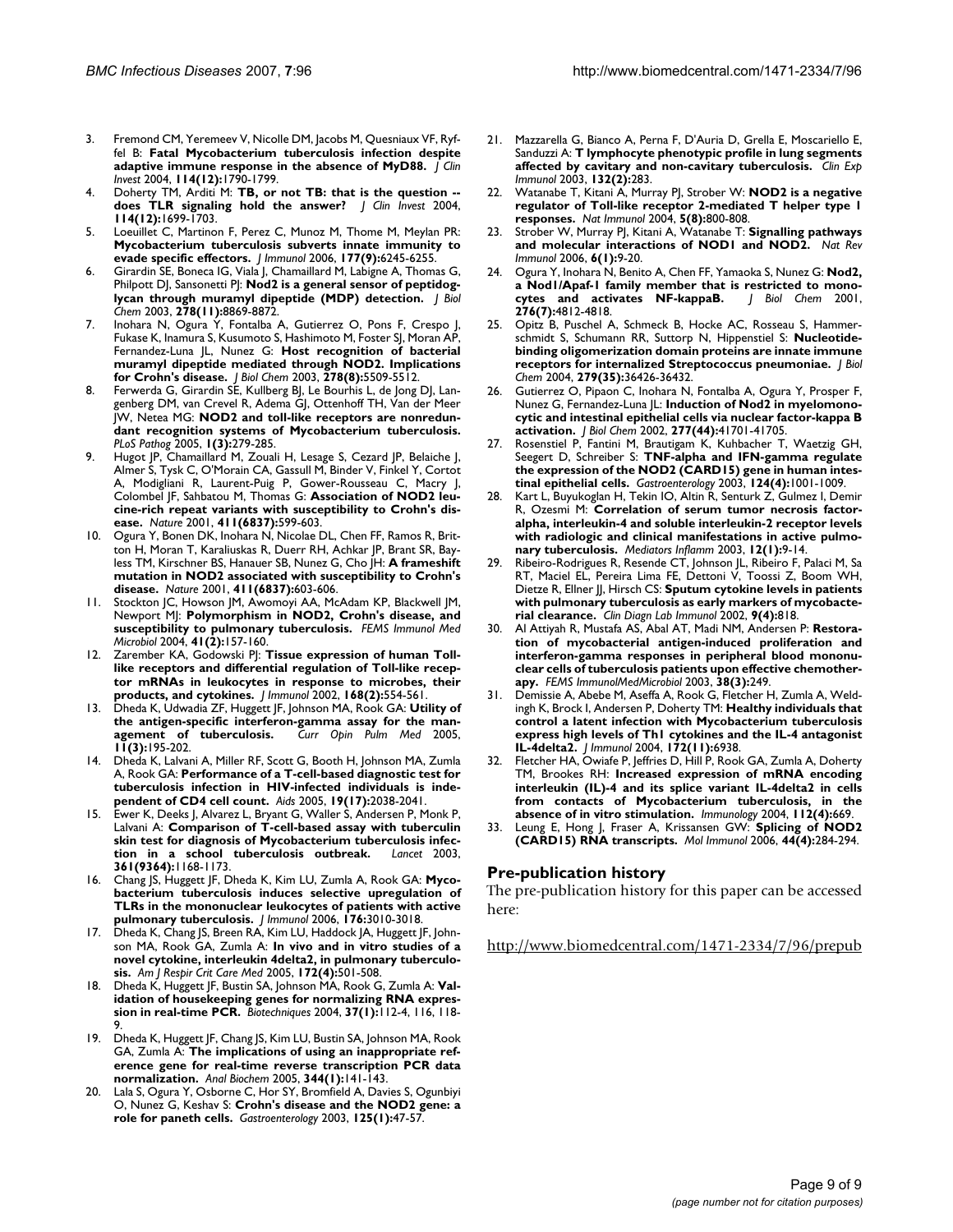3. Fremond CM, Yeremeev V, Nicolle DM, Jacobs M, Quesniaux VF, Ryffel B: **Fatal Mycobacterium tuberculosis infection despite adaptive immune response in the absence of MyD88.** *J Clin Invest* 2004, **114(12):**1790-1799.
4. Doherty TM, Arditi M: **TB, or not TB: that is the question -- does TLR signaling hold the answer?** *J Clin Invest* 2004, **114(12):**1699-1703.
5. Loeuillet C, Martinon F, Perez C, Munoz M, Thome M, Meylan PR: **Mycobacterium tuberculosis subverts innate immunity to evade specific effectors.** *J Immunol* 2006, **177(9):**6245-6255.
6. Girardin SE, Boneca IG, Viala J, Chamaillard M, Labigne A, Thomas G, Philpott DJ, Sansonetti PJ: **Nod2 is a general sensor of peptidoglycan through muramyl dipeptide (MDP) detection.** *J Biol Chem* 2003, **278(11):**8869-8872.
7. Inohara N, Ogura Y, Fontalba A, Gutierrez O, Pons F, Crespo J, Fukase K, Inamura S, Kusumoto S, Hashimoto M, Foster SJ, Moran AP, Fernandez-Luna JL, Nunez G: **Host recognition of bacterial muramyl dipeptide mediated through NOD2. Implications for Crohn's disease.** *J Biol Chem* 2003, **278(8):**5509-5512.
8. Ferwerda G, Girardin SE, Kullberg BJ, Le Bourhis L, de Jong DJ, Langenberg DM, van Crevel R, Adema GJ, Ottenhoff TH, Van der Meer JW, Netea MG: **NOD2 and toll-like receptors are nonredundant recognition systems of Mycobacterium tuberculosis.** *PLoS Pathog* 2005, **1(3):**279-285.
9. Hugot JP, Chamaillard M, Zouali H, Lesage S, Cezard JP, Belaiche J, Almer S, Tysk C, O'Morain CA, Gassull M, Binder V, Finkel Y, Cortot A, Modigliani R, Laurent-Puig P, Gower-Rousseau C, Macry J, Colombel JF, Sahbatou M, Thomas G: **Association of NOD2 leucine-rich repeat variants with susceptibility to Crohn's disease.** *Nature* 2001, **411(6837):**599-603.
10. Ogura Y, Bonen DK, Inohara N, Nicolae DL, Chen FF, Ramos R, Britton H, Moran T, Karaliuskas R, Duerr RH, Achkar JP, Brant SR, Bayless TM, Kirschner BS, Hanauer SB, Nunez G, Cho JH: **A frameshift mutation in NOD2 associated with susceptibility to Crohn's disease.** *Nature* 2001, **411(6837):**603-606.
11. Stockton JC, Howson JM, Awomoyi AA, McAdam KP, Blackwell JM, Newport MJ: **Polymorphism in NOD2, Crohn's disease, and susceptibility to pulmonary tuberculosis.** *FEMS Immunol Med Microbiol* 2004, **41(2):**157-160.
12. Zarember KA, Godowski PJ: **Tissue expression of human Toll-like receptors and differential regulation of Toll-like receptor mRNAs in leukocytes in response to microbes, their products, and cytokines.** *J Immunol* 2002, **168(2):**554-561.
13. Dheda K, Udwadia ZF, Huggett JF, Johnson MA, Rook GA: **Utility of the antigen-specific interferon-gamma assay for the management of tuberculosis.** *Curr Opin Pulm Med* 2005, **11(3):**195-202.
14. Dheda K, Lalvani A, Miller RF, Scott G, Booth H, Johnson MA, Zumla A, Rook GA: **Performance of a T-cell-based diagnostic test for tuberculosis infection in HIV-infected individuals is independent of CD4 cell count.** *Aids* 2005, **19(17):**2038-2041.
15. Ewer K, Deeks J, Alvarez L, Bryant G, Waller S, Andersen P, Monk P, Lalvani A: **Comparison of T-cell-based assay with tuberculin skin test for diagnosis of Mycobacterium tuberculosis infection in a school tuberculosis outbreak.** *Lancet* 2003, **361(9364):**1168-1173.
16. Chang JS, Huggett JF, Dheda K, Kim LU, Zumla A, Rook GA: **Mycobacterium tuberculosis induces selective upregulation of TLRs in the mononuclear leukocytes of patients with active pulmonary tuberculosis.** *J Immunol* 2006, **176:**3010-3018.
17. Dheda K, Chang JS, Breen RA, Kim LU, Haddock JA, Huggett JF, Johnson MA, Rook GA, Zumla A: **In vivo and in vitro studies of a novel cytokine, interleukin 4delta2, in pulmonary tuberculosis.** *Am J Respir Crit Care Med* 2005, **172(4):**501-508.
18. Dheda K, Huggett JF, Bustin SA, Johnson MA, Rook G, Zumla A: **Validation of housekeeping genes for normalizing RNA expression in real-time PCR.** *Biotechniques* 2004, **37(1):**112-4, 116, 118-9.
19. Dheda K, Huggett JF, Chang JS, Kim LU, Bustin SA, Johnson MA, Rook GA, Zumla A: **The implications of using an inappropriate reference gene for real-time reverse transcription PCR data normalization.** *Anal Biochem* 2005, **344(1):**141-143.
20. Lala S, Ogura Y, Osborne C, Hor SY, Bromfield A, Davies S, Ogunbiyi O, Nunez G, Keshav S: **Crohn's disease and the NOD2 gene: a role for paneth cells.** *Gastroenterology* 2003, **125(1):**47-57.
21. Mazzarella G, Bianco A, Perna F, D'Auria D, Grella E, Moscariello E, Sanduzzi A: **T lymphocyte phenotypic profile in lung segments affected by cavitary and non-cavitary tuberculosis.** *Clin Exp Immunol* 2003, **132(2):**283.
22. Watanabe T, Kitani A, Murray PJ, Strober W: **NOD2 is a negative regulator of Toll-like receptor 2-mediated T helper type 1 responses.** *Nat Immunol* 2004, **5(8):**800-808.
23. Strober W, Murray PJ, Kitani A, Watanabe T: **Signalling pathways and molecular interactions of NOD1 and NOD2.** *Nat Rev Immunol* 2006, **6(1):**9-20.
24. Ogura Y, Inohara N, Benito A, Chen FF, Yamaoka S, Nunez G: **Nod2, a Nod1/Apaf-1 family member that is restricted to monocytes and activates NF-kappaB.** *J Biol Chem* 2001, **276(7):**4812-4818.
25. Opitz B, Puschel A, Schmeck B, Hocke AC, Rosseau S, Hammerschmidt S, Schumann RR, Suttorp N, Hippenstiel S: **Nucleotide-binding oligomerization domain proteins are innate immune receptors for internalized Streptococcus pneumoniae.** *J Biol Chem* 2004, **279(35):**36426-36432.
26. Gutierrez O, Pipaon C, Inohara N, Fontalba A, Ogura Y, Prosper F, Nunez G, Fernandez-Luna JL: **Induction of Nod2 in myelomonocytic and intestinal epithelial cells via nuclear factor-kappa B activation.** *J Biol Chem* 2002, **277(44):**41701-41705.
27. Rosenstiel P, Fantini M, Brautigam K, Kuhbacher T, Waetzig GH, Seegert D, Schreiber S: **TNF-alpha and IFN-gamma regulate the expression of the NOD2 (CARD15) gene in human intestinal epithelial cells.** *Gastroenterology* 2003, **124(4):**1001-1009.
28. Kart L, Buyukoglan H, Tekin IO, Altin R, Senturk Z, Gulmez I, Demir R, Ozesmi M: **Correlation of serum tumor necrosis factor-alpha, interleukin-4 and soluble interleukin-2 receptor levels with radiologic and clinical manifestations in active pulmonary tuberculosis.** *Mediators Inflamm* 2003, **12(1):**9-14.
29. Ribeiro-Rodrigues R, Resende CT, Johnson JL, Ribeiro F, Palaci M, Sa RT, Maciel EL, Pereira Lima FE, Dettoni V, Toossi Z, Boom WH, Dietze R, Ellner JJ, Hirsch CS: **Sputum cytokine levels in patients with pulmonary tuberculosis as early markers of mycobacterial clearance.** *Clin Diagn Lab Immunol* 2002, **9(4):**818.
30. Al Attiyah R, Mustafa AS, Abal AT, Madi NM, Andersen P: **Restoration of mycobacterial antigen-induced proliferation and interferon-gamma responses in peripheral blood mononuclear cells of tuberculosis patients upon effective chemotherapy.** *FEMS ImmunolMedMicrobiol* 2003, **38(3):**249.
31. Demissie A, Abebe M, Aseffa A, Rook G, Fletcher H, Zumla A, Weldingh K, Brock I, Andersen P, Doherty TM: **Healthy individuals that control a latent infection with Mycobacterium tuberculosis express high levels of Th1 cytokines and the IL-4 antagonist IL-4delta2.** *J Immunol* 2004, **172(11):**6938.
32. Fletcher HA, Owiafe P, Jeffries D, Hill P, Rook GA, Zumla A, Doherty TM, Brookes RH: **Increased expression of mRNA encoding interleukin (IL)-4 and its splice variant IL-4delta2 in cells from contacts of Mycobacterium tuberculosis, in the absence of in vitro stimulation.** *Immunology* 2004, **112(4):**669.
33. Leung E, Hong J, Fraser A, Krissansen GW: **Splicing of NOD2 (CARD15) RNA transcripts.** *Mol Immunol* 2006, **44(4):**284-294.

## Pre-publication history

The pre-publication history for this paper can be accessed here:

http://www.biomedcentral.com/1471-2334/7/96/prepub